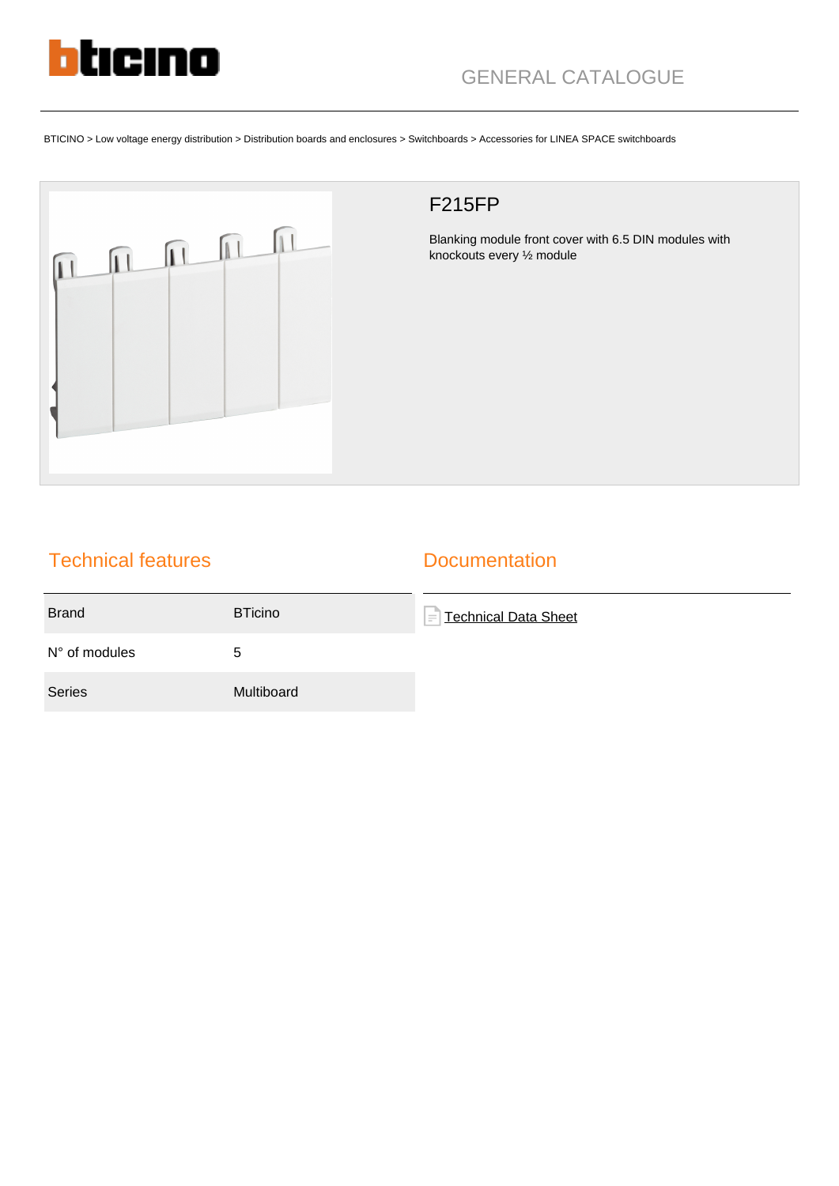GENERAL CATALOGUE

BTICINO > Low voltage energy distribution > Distribution boards and enclosures > Switchboards > Accessories for LINEA SPACE switchboards

# F215FP

Blanking module front cover with 6.5 DIN modules with knockouts every ½ module

## Technical features

| Brand | BTicino |
|---|---|
| N° of modules | 5 |
| Series | Multiboard |

## Documentation

Technical Data Sheet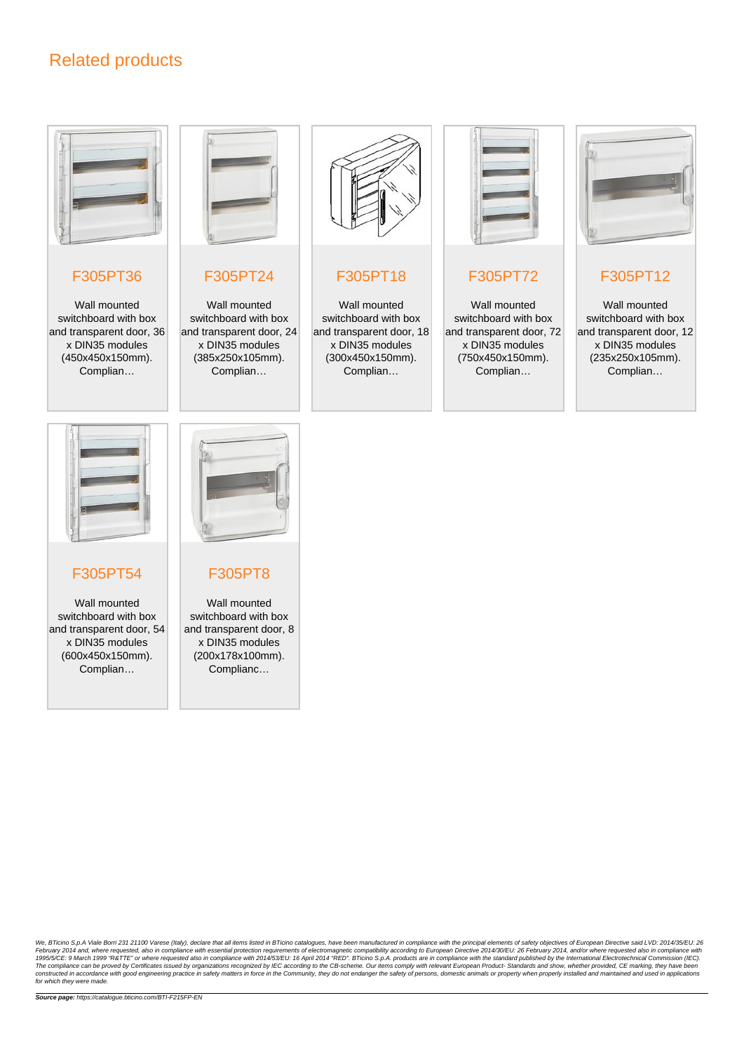## Related products

### F305PT36

Wall mounted switchboard with box and transparent door, 36 x DIN35 modules (450x450x150mm). Complian…

### F305PT24

Wall mounted switchboard with box and transparent door, 24 x DIN35 modules (385x250x105mm). Complian…

### F305PT18

Wall mounted switchboard with box and transparent door, 18 x DIN35 modules (300x450x150mm). Complian…

### F305PT72

Wall mounted switchboard with box and transparent door, 72 x DIN35 modules (750x450x150mm). Complian…

### F305PT12

Wall mounted switchboard with box and transparent door, 12 x DIN35 modules (235x250x105mm). Complian…

### F305PT54

Wall mounted switchboard with box and transparent door, 54 x DIN35 modules (600x450x150mm). Complian…

### F305PT8

Wall mounted switchboard with box and transparent door, 8 x DIN35 modules (200x178x100mm). Complianc…

*We, BTicino S.p.A Viale Borri 231 21100 Varese (Italy), declare that all items listed in BTicino catalogues, have been manufactured in compliance with the principal elements of safety objectives of European Directive said LVD: 2014/35/EU: 26 February 2014 and, where requested, also in compliance with essential protection requirements of electromagnetic compatibility according to European Directive 2014/30/EU: 26 February 2014, and/or where requested also in compliance with 1995/5/CE: 9 March 1999 "R&TTE" or where requested also in compliance with 2014/53/EU: 16 April 2014 "RED". BTicino S.p.A. products are in compliance with the standard published by the International Electrotechnical Commission (IEC). The compliance can be proved by Certificates issued by organizations recognized by IEC according to the CB-scheme. Our items comply with relevant European Product- Standards and show, whether provided, CE marking, they have been constructed in accordance with good engineering practice in safety matters in force in the Community, they do not endanger the safety of persons, domestic animals or property when properly installed and maintained and used in applications for which they were made.*

***Source page:*** *https://catalogue.bticino.com/BTI-F215FP-EN*